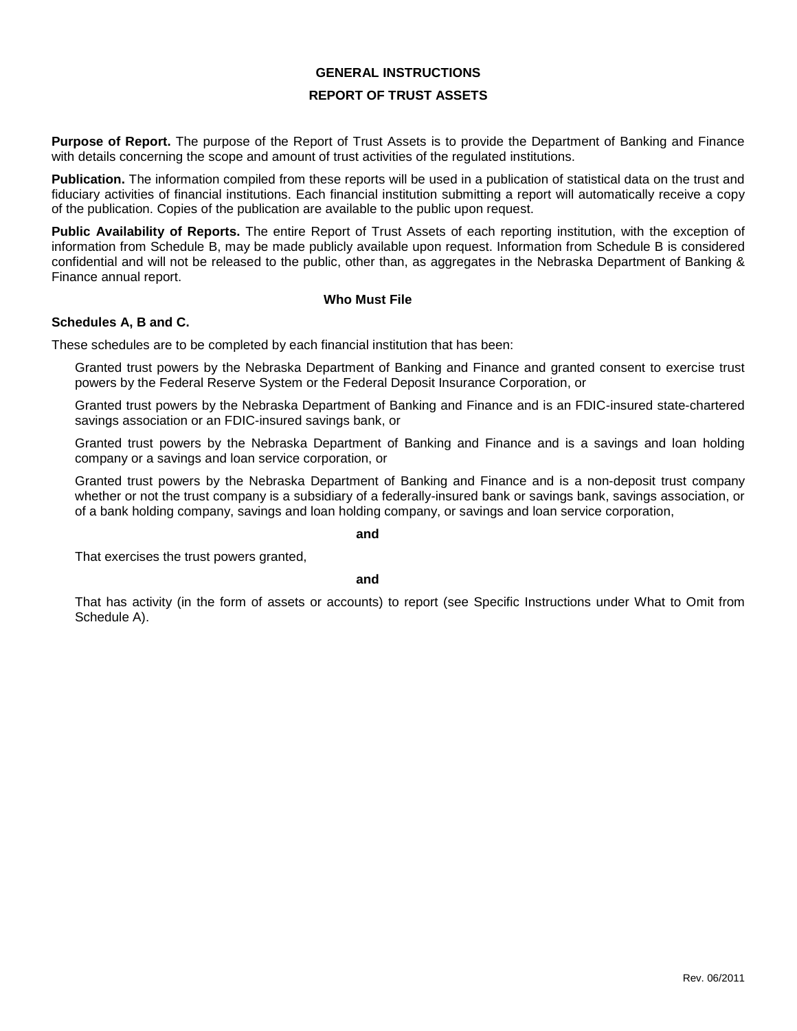# GENERAL INSTRUCTIONS

## REPORT OF TRUST ASSETS

**Purpose of Report.** The purpose of the Report of Trust Assets is to provide the Department of Banking and Finance with details concerning the scope and amount of trust activities of the regulated institutions.

**Publication.** The information compiled from these reports will be used in a publication of statistical data on the trust and fiduciary activities of financial institutions. Each financial institution submitting a report will automatically receive a copy of the publication. Copies of the publication are available to the public upon request.

**Public Availability of Reports.** The entire Report of Trust Assets of each reporting institution, with the exception of information from Schedule B, may be made publicly available upon request. Information from Schedule B is considered confidential and will not be released to the public, other than, as aggregates in the Nebraska Department of Banking & Finance annual report.

### Who Must File

**Schedules A, B and C.**

These schedules are to be completed by each financial institution that has been:

Granted trust powers by the Nebraska Department of Banking and Finance and granted consent to exercise trust powers by the Federal Reserve System or the Federal Deposit Insurance Corporation, or

Granted trust powers by the Nebraska Department of Banking and Finance and is an FDIC-insured state-chartered savings association or an FDIC-insured savings bank, or

Granted trust powers by the Nebraska Department of Banking and Finance and is a savings and loan holding company or a savings and loan service corporation, or

Granted trust powers by the Nebraska Department of Banking and Finance and is a non-deposit trust company whether or not the trust company is a subsidiary of a federally-insured bank or savings bank, savings association, or of a bank holding company, savings and loan holding company, or savings and loan service corporation,

**and**

That exercises the trust powers granted,

**and**

That has activity (in the form of assets or accounts) to report (see Specific Instructions under What to Omit from Schedule A).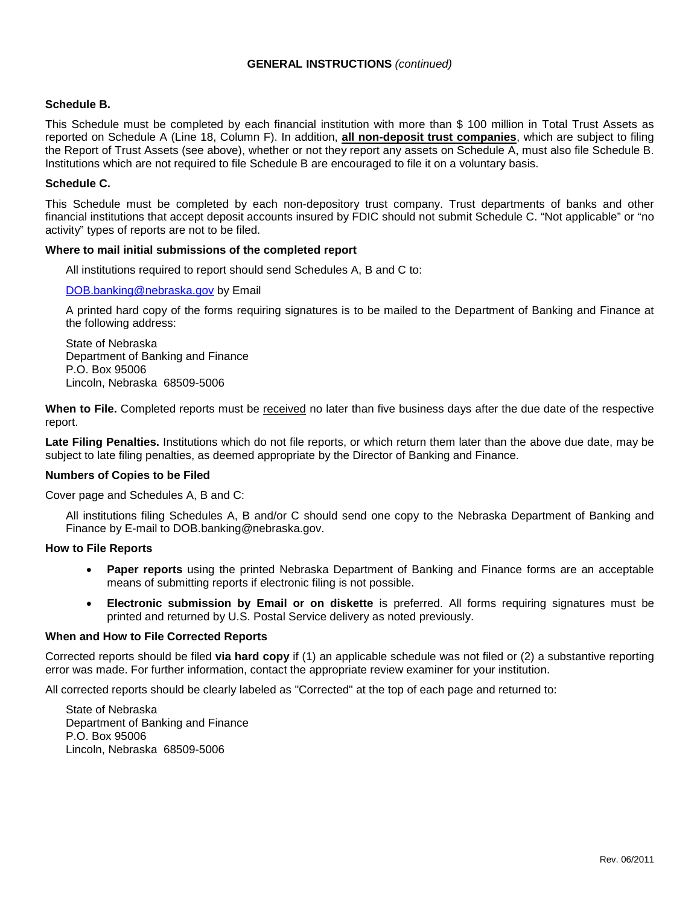## GENERAL INSTRUCTIONS *(continued)*

**Schedule B.**

This Schedule must be completed by each financial institution with more than $ 100 million in Total Trust Assets as reported on Schedule A (Line 18, Column F). In addition, **<u>all non-deposit trust companies</u>**, which are subject to filing the Report of Trust Assets (see above), whether or not they report any assets on Schedule A, must also file Schedule B. Institutions which are not required to file Schedule B are encouraged to file it on a voluntary basis.

**Schedule C.**

This Schedule must be completed by each non-depository trust company. Trust departments of banks and other financial institutions that accept deposit accounts insured by FDIC should not submit Schedule C. "Not applicable" or "no activity" types of reports are not to be filed.

**Where to mail initial submissions of the completed report**

All institutions required to report should send Schedules A, B and C to:

DOB.banking@nebraska.gov by Email

A printed hard copy of the forms requiring signatures is to be mailed to the Department of Banking and Finance at the following address:

State of Nebraska
Department of Banking and Finance
P.O. Box 95006
Lincoln, Nebraska 68509-5006

**When to File.** Completed reports must be <u>received</u> no later than five business days after the due date of the respective report.

**Late Filing Penalties.** Institutions which do not file reports, or which return them later than the above due date, may be subject to late filing penalties, as deemed appropriate by the Director of Banking and Finance.

**Numbers of Copies to be Filed**

Cover page and Schedules A, B and C:

All institutions filing Schedules A, B and/or C should send one copy to the Nebraska Department of Banking and Finance by E-mail to DOB.banking@nebraska.gov.

**How to File Reports**

- **Paper reports** using the printed Nebraska Department of Banking and Finance forms are an acceptable means of submitting reports if electronic filing is not possible.
- **Electronic submission by Email or on diskette** is preferred. All forms requiring signatures must be printed and returned by U.S. Postal Service delivery as noted previously.

**When and How to File Corrected Reports**

Corrected reports should be filed **via hard copy** if (1) an applicable schedule was not filed or (2) a substantive reporting error was made. For further information, contact the appropriate review examiner for your institution.

All corrected reports should be clearly labeled as "Corrected" at the top of each page and returned to:

State of Nebraska
Department of Banking and Finance
P.O. Box 95006
Lincoln, Nebraska 68509-5006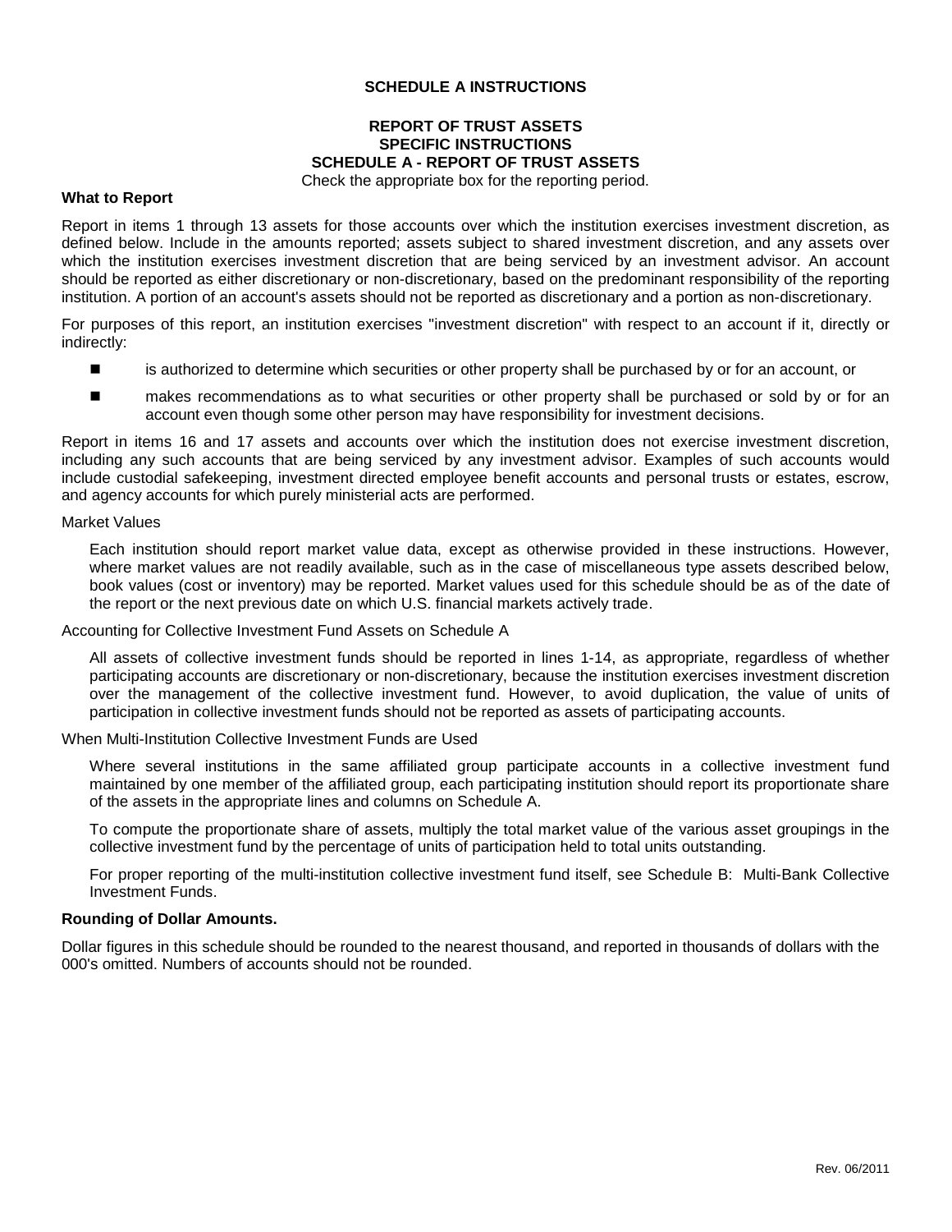## SCHEDULE A INSTRUCTIONS

### REPORT OF TRUST ASSETS
### SPECIFIC INSTRUCTIONS
### SCHEDULE A - REPORT OF TRUST ASSETS

Check the appropriate box for the reporting period.

**What to Report**

Report in items 1 through 13 assets for those accounts over which the institution exercises investment discretion, as defined below. Include in the amounts reported; assets subject to shared investment discretion, and any assets over which the institution exercises investment discretion that are being serviced by an investment advisor. An account should be reported as either discretionary or non-discretionary, based on the predominant responsibility of the reporting institution. A portion of an account's assets should not be reported as discretionary and a portion as non-discretionary.

For purposes of this report, an institution exercises "investment discretion" with respect to an account if it, directly or indirectly:

- is authorized to determine which securities or other property shall be purchased by or for an account, or
- makes recommendations as to what securities or other property shall be purchased or sold by or for an account even though some other person may have responsibility for investment decisions.

Report in items 16 and 17 assets and accounts over which the institution does not exercise investment discretion, including any such accounts that are being serviced by any investment advisor. Examples of such accounts would include custodial safekeeping, investment directed employee benefit accounts and personal trusts or estates, escrow, and agency accounts for which purely ministerial acts are performed.

Market Values

Each institution should report market value data, except as otherwise provided in these instructions. However, where market values are not readily available, such as in the case of miscellaneous type assets described below, book values (cost or inventory) may be reported. Market values used for this schedule should be as of the date of the report or the next previous date on which U.S. financial markets actively trade.

Accounting for Collective Investment Fund Assets on Schedule A

All assets of collective investment funds should be reported in lines 1-14, as appropriate, regardless of whether participating accounts are discretionary or non-discretionary, because the institution exercises investment discretion over the management of the collective investment fund. However, to avoid duplication, the value of units of participation in collective investment funds should not be reported as assets of participating accounts.

When Multi-Institution Collective Investment Funds are Used

Where several institutions in the same affiliated group participate accounts in a collective investment fund maintained by one member of the affiliated group, each participating institution should report its proportionate share of the assets in the appropriate lines and columns on Schedule A.

To compute the proportionate share of assets, multiply the total market value of the various asset groupings in the collective investment fund by the percentage of units of participation held to total units outstanding.

For proper reporting of the multi-institution collective investment fund itself, see Schedule B: Multi-Bank Collective Investment Funds.

**Rounding of Dollar Amounts.**

Dollar figures in this schedule should be rounded to the nearest thousand, and reported in thousands of dollars with the 000's omitted. Numbers of accounts should not be rounded.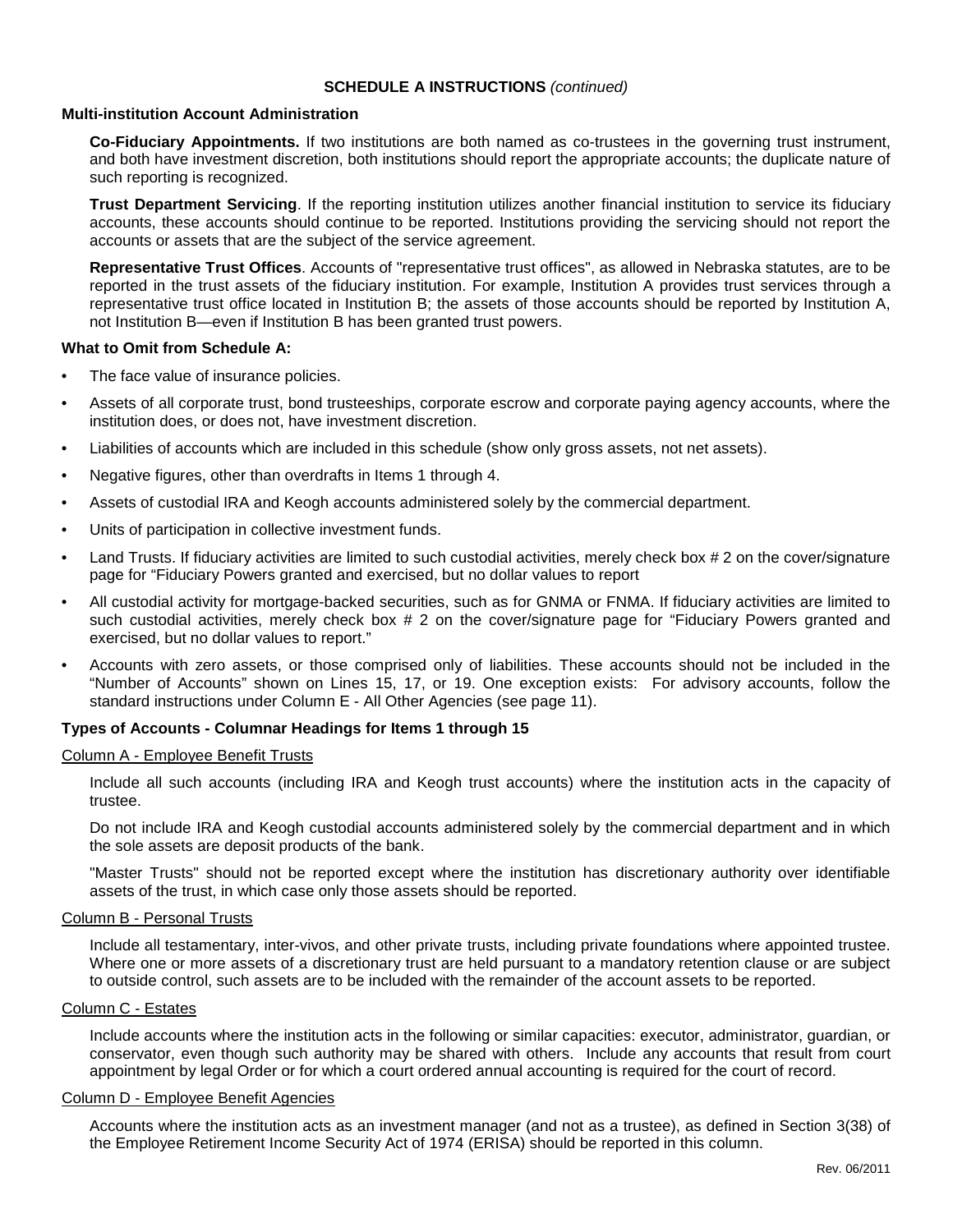## SCHEDULE A INSTRUCTIONS *(continued)*

### Multi-institution Account Administration

**Co-Fiduciary Appointments.** If two institutions are both named as co-trustees in the governing trust instrument, and both have investment discretion, both institutions should report the appropriate accounts; the duplicate nature of such reporting is recognized.

**Trust Department Servicing**. If the reporting institution utilizes another financial institution to service its fiduciary accounts, these accounts should continue to be reported. Institutions providing the servicing should not report the accounts or assets that are the subject of the service agreement.

**Representative Trust Offices**. Accounts of "representative trust offices", as allowed in Nebraska statutes, are to be reported in the trust assets of the fiduciary institution. For example, Institution A provides trust services through a representative trust office located in Institution B; the assets of those accounts should be reported by Institution A, not Institution B—even if Institution B has been granted trust powers.

### What to Omit from Schedule A:

- The face value of insurance policies.
- Assets of all corporate trust, bond trusteeships, corporate escrow and corporate paying agency accounts, where the institution does, or does not, have investment discretion.
- Liabilities of accounts which are included in this schedule (show only gross assets, not net assets).
- Negative figures, other than overdrafts in Items 1 through 4.
- Assets of custodial IRA and Keogh accounts administered solely by the commercial department.
- Units of participation in collective investment funds.
- Land Trusts. If fiduciary activities are limited to such custodial activities, merely check box # 2 on the cover/signature page for "Fiduciary Powers granted and exercised, but no dollar values to report
- All custodial activity for mortgage-backed securities, such as for GNMA or FNMA. If fiduciary activities are limited to such custodial activities, merely check box # 2 on the cover/signature page for "Fiduciary Powers granted and exercised, but no dollar values to report."
- Accounts with zero assets, or those comprised only of liabilities. These accounts should not be included in the "Number of Accounts" shown on Lines 15, 17, or 19. One exception exists: For advisory accounts, follow the standard instructions under Column E - All Other Agencies (see page 11).

### Types of Accounts - Columnar Headings for Items 1 through 15

<u>Column A - Employee Benefit Trusts</u>

Include all such accounts (including IRA and Keogh trust accounts) where the institution acts in the capacity of trustee.

Do not include IRA and Keogh custodial accounts administered solely by the commercial department and in which the sole assets are deposit products of the bank.

"Master Trusts" should not be reported except where the institution has discretionary authority over identifiable assets of the trust, in which case only those assets should be reported.

<u>Column B - Personal Trusts</u>

Include all testamentary, inter-vivos, and other private trusts, including private foundations where appointed trustee. Where one or more assets of a discretionary trust are held pursuant to a mandatory retention clause or are subject to outside control, such assets are to be included with the remainder of the account assets to be reported.

<u>Column C - Estates</u>

Include accounts where the institution acts in the following or similar capacities: executor, administrator, guardian, or conservator, even though such authority may be shared with others. Include any accounts that result from court appointment by legal Order or for which a court ordered annual accounting is required for the court of record.

<u>Column D - Employee Benefit Agencies</u>

Accounts where the institution acts as an investment manager (and not as a trustee), as defined in Section 3(38) of the Employee Retirement Income Security Act of 1974 (ERISA) should be reported in this column.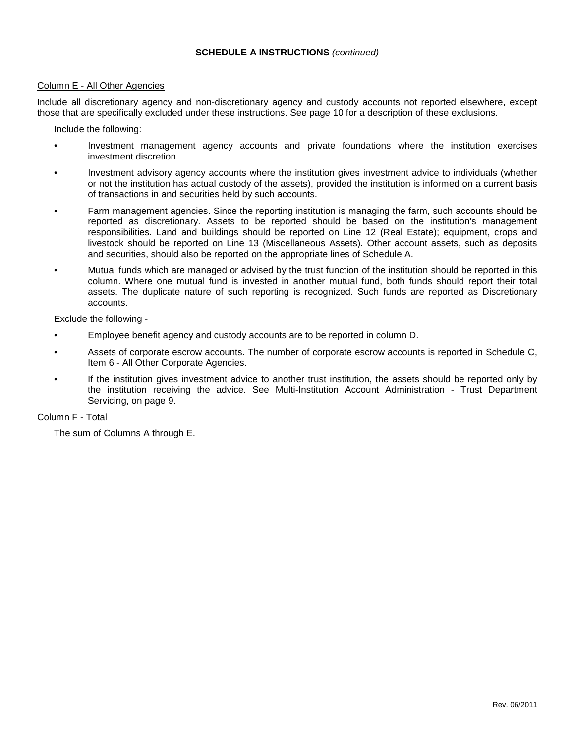**SCHEDULE A INSTRUCTIONS** *(continued)*

Column E - All Other Agencies

Include all discretionary agency and non-discretionary agency and custody accounts not reported elsewhere, except those that are specifically excluded under these instructions. See page 10 for a description of these exclusions.

Include the following:

- Investment management agency accounts and private foundations where the institution exercises investment discretion.
- Investment advisory agency accounts where the institution gives investment advice to individuals (whether or not the institution has actual custody of the assets), provided the institution is informed on a current basis of transactions in and securities held by such accounts.
- Farm management agencies. Since the reporting institution is managing the farm, such accounts should be reported as discretionary. Assets to be reported should be based on the institution's management responsibilities. Land and buildings should be reported on Line 12 (Real Estate); equipment, crops and livestock should be reported on Line 13 (Miscellaneous Assets). Other account assets, such as deposits and securities, should also be reported on the appropriate lines of Schedule A.
- Mutual funds which are managed or advised by the trust function of the institution should be reported in this column. Where one mutual fund is invested in another mutual fund, both funds should report their total assets. The duplicate nature of such reporting is recognized. Such funds are reported as Discretionary accounts.

Exclude the following -

- Employee benefit agency and custody accounts are to be reported in column D.
- Assets of corporate escrow accounts. The number of corporate escrow accounts is reported in Schedule C, Item 6 - All Other Corporate Agencies.
- If the institution gives investment advice to another trust institution, the assets should be reported only by the institution receiving the advice. See Multi-Institution Account Administration - Trust Department Servicing, on page 9.

Column F - Total

The sum of Columns A through E.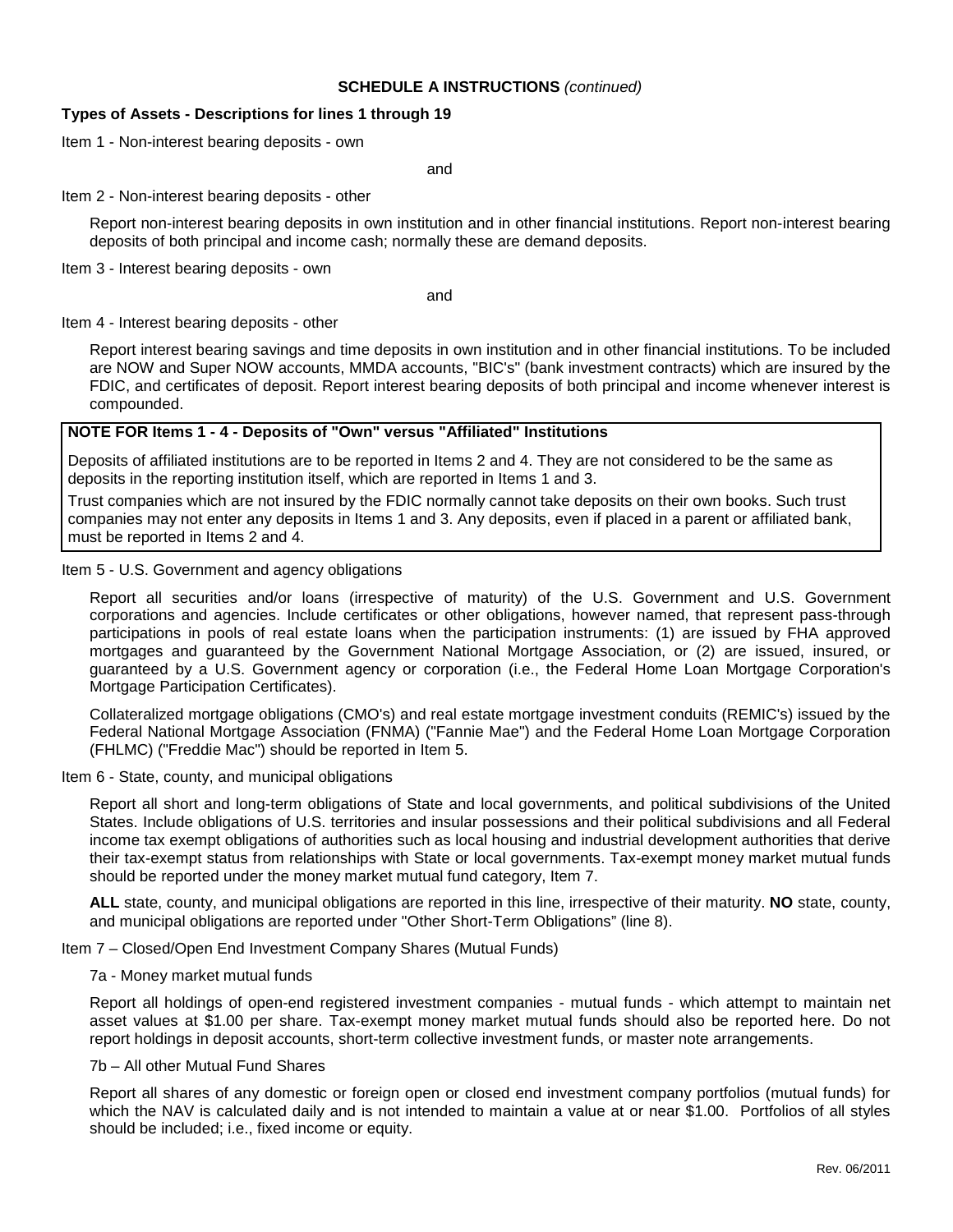## SCHEDULE A INSTRUCTIONS *(continued)*

### Types of Assets - Descriptions for lines 1 through 19

Item 1 - Non-interest bearing deposits - own

and

Item 2 - Non-interest bearing deposits - other

Report non-interest bearing deposits in own institution and in other financial institutions. Report non-interest bearing deposits of both principal and income cash; normally these are demand deposits.

Item 3 - Interest bearing deposits - own

and

Item 4 - Interest bearing deposits - other

Report interest bearing savings and time deposits in own institution and in other financial institutions. To be included are NOW and Super NOW accounts, MMDA accounts, "BIC's" (bank investment contracts) which are insured by the FDIC, and certificates of deposit. Report interest bearing deposits of both principal and income whenever interest is compounded.

> **NOTE FOR Items 1 - 4 - Deposits of "Own" versus "Affiliated" Institutions**
>
> Deposits of affiliated institutions are to be reported in Items 2 and 4. They are not considered to be the same as deposits in the reporting institution itself, which are reported in Items 1 and 3.
>
> Trust companies which are not insured by the FDIC normally cannot take deposits on their own books. Such trust companies may not enter any deposits in Items 1 and 3. Any deposits, even if placed in a parent or affiliated bank, must be reported in Items 2 and 4.

Item 5 - U.S. Government and agency obligations

Report all securities and/or loans (irrespective of maturity) of the U.S. Government and U.S. Government corporations and agencies. Include certificates or other obligations, however named, that represent pass-through participations in pools of real estate loans when the participation instruments: (1) are issued by FHA approved mortgages and guaranteed by the Government National Mortgage Association, or (2) are issued, insured, or guaranteed by a U.S. Government agency or corporation (i.e., the Federal Home Loan Mortgage Corporation's Mortgage Participation Certificates).

Collateralized mortgage obligations (CMO's) and real estate mortgage investment conduits (REMIC's) issued by the Federal National Mortgage Association (FNMA) ("Fannie Mae") and the Federal Home Loan Mortgage Corporation (FHLMC) ("Freddie Mac") should be reported in Item 5.

Item 6 - State, county, and municipal obligations

Report all short and long-term obligations of State and local governments, and political subdivisions of the United States. Include obligations of U.S. territories and insular possessions and their political subdivisions and all Federal income tax exempt obligations of authorities such as local housing and industrial development authorities that derive their tax-exempt status from relationships with State or local governments. Tax-exempt money market mutual funds should be reported under the money market mutual fund category, Item 7.

**ALL** state, county, and municipal obligations are reported in this line, irrespective of their maturity. **NO** state, county, and municipal obligations are reported under "Other Short-Term Obligations" (line 8).

Item 7 – Closed/Open End Investment Company Shares (Mutual Funds)

7a - Money market mutual funds

Report all holdings of open-end registered investment companies - mutual funds - which attempt to maintain net asset values at $1.00 per share. Tax-exempt money market mutual funds should also be reported here. Do not report holdings in deposit accounts, short-term collective investment funds, or master note arrangements.

7b – All other Mutual Fund Shares

Report all shares of any domestic or foreign open or closed end investment company portfolios (mutual funds) for which the NAV is calculated daily and is not intended to maintain a value at or near $1.00. Portfolios of all styles should be included; i.e., fixed income or equity.

Rev. 06/2011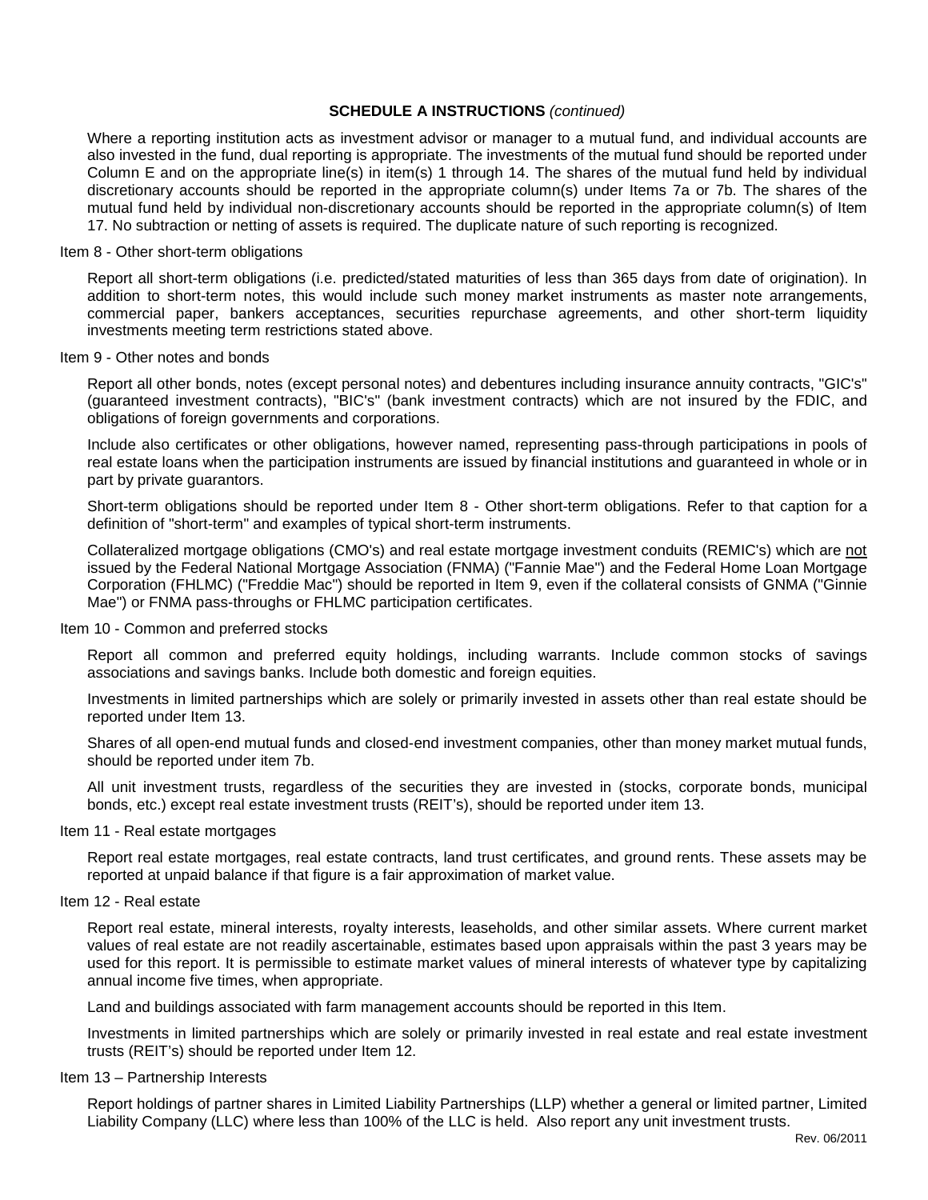**SCHEDULE A INSTRUCTIONS** *(continued)*

Where a reporting institution acts as investment advisor or manager to a mutual fund, and individual accounts are also invested in the fund, dual reporting is appropriate. The investments of the mutual fund should be reported under Column E and on the appropriate line(s) in item(s) 1 through 14. The shares of the mutual fund held by individual discretionary accounts should be reported in the appropriate column(s) under Items 7a or 7b. The shares of the mutual fund held by individual non-discretionary accounts should be reported in the appropriate column(s) of Item 17. No subtraction or netting of assets is required. The duplicate nature of such reporting is recognized.

Item 8 - Other short-term obligations

Report all short-term obligations (i.e. predicted/stated maturities of less than 365 days from date of origination). In addition to short-term notes, this would include such money market instruments as master note arrangements, commercial paper, bankers acceptances, securities repurchase agreements, and other short-term liquidity investments meeting term restrictions stated above.

Item 9 - Other notes and bonds

Report all other bonds, notes (except personal notes) and debentures including insurance annuity contracts, "GIC's" (guaranteed investment contracts), "BIC's" (bank investment contracts) which are not insured by the FDIC, and obligations of foreign governments and corporations.

Include also certificates or other obligations, however named, representing pass-through participations in pools of real estate loans when the participation instruments are issued by financial institutions and guaranteed in whole or in part by private guarantors.

Short-term obligations should be reported under Item 8 - Other short-term obligations. Refer to that caption for a definition of "short-term" and examples of typical short-term instruments.

Collateralized mortgage obligations (CMO's) and real estate mortgage investment conduits (REMIC's) which are not issued by the Federal National Mortgage Association (FNMA) ("Fannie Mae") and the Federal Home Loan Mortgage Corporation (FHLMC) ("Freddie Mac") should be reported in Item 9, even if the collateral consists of GNMA ("Ginnie Mae") or FNMA pass-throughs or FHLMC participation certificates.

Item 10 - Common and preferred stocks

Report all common and preferred equity holdings, including warrants. Include common stocks of savings associations and savings banks. Include both domestic and foreign equities.

Investments in limited partnerships which are solely or primarily invested in assets other than real estate should be reported under Item 13.

Shares of all open-end mutual funds and closed-end investment companies, other than money market mutual funds, should be reported under item 7b.

All unit investment trusts, regardless of the securities they are invested in (stocks, corporate bonds, municipal bonds, etc.) except real estate investment trusts (REIT's), should be reported under item 13.

Item 11 - Real estate mortgages

Report real estate mortgages, real estate contracts, land trust certificates, and ground rents. These assets may be reported at unpaid balance if that figure is a fair approximation of market value.

Item 12 - Real estate

Report real estate, mineral interests, royalty interests, leaseholds, and other similar assets. Where current market values of real estate are not readily ascertainable, estimates based upon appraisals within the past 3 years may be used for this report. It is permissible to estimate market values of mineral interests of whatever type by capitalizing annual income five times, when appropriate.

Land and buildings associated with farm management accounts should be reported in this Item.

Investments in limited partnerships which are solely or primarily invested in real estate and real estate investment trusts (REIT's) should be reported under Item 12.

Item 13 – Partnership Interests

Report holdings of partner shares in Limited Liability Partnerships (LLP) whether a general or limited partner, Limited Liability Company (LLC) where less than 100% of the LLC is held. Also report any unit investment trusts.

Rev. 06/2011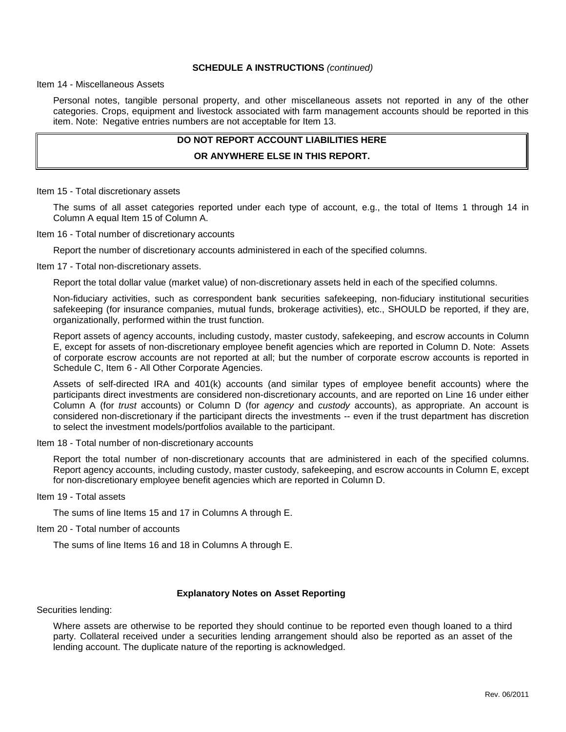**SCHEDULE A INSTRUCTIONS** *(continued)*

Item 14 - Miscellaneous Assets

Personal notes, tangible personal property, and other miscellaneous assets not reported in any of the other categories. Crops, equipment and livestock associated with farm management accounts should be reported in this item. Note: Negative entries numbers are not acceptable for Item 13.

**DO NOT REPORT ACCOUNT LIABILITIES HERE**

**OR ANYWHERE ELSE IN THIS REPORT.**

Item 15 - Total discretionary assets

The sums of all asset categories reported under each type of account, e.g., the total of Items 1 through 14 in Column A equal Item 15 of Column A.

Item 16 - Total number of discretionary accounts

Report the number of discretionary accounts administered in each of the specified columns.

Item 17 - Total non-discretionary assets.

Report the total dollar value (market value) of non-discretionary assets held in each of the specified columns.

Non-fiduciary activities, such as correspondent bank securities safekeeping, non-fiduciary institutional securities safekeeping (for insurance companies, mutual funds, brokerage activities), etc., SHOULD be reported, if they are, organizationally, performed within the trust function.

Report assets of agency accounts, including custody, master custody, safekeeping, and escrow accounts in Column E, except for assets of non-discretionary employee benefit agencies which are reported in Column D. Note: Assets of corporate escrow accounts are not reported at all; but the number of corporate escrow accounts is reported in Schedule C, Item 6 - All Other Corporate Agencies.

Assets of self-directed IRA and 401(k) accounts (and similar types of employee benefit accounts) where the participants direct investments are considered non-discretionary accounts, and are reported on Line 16 under either Column A (for *trust* accounts) or Column D (for *agency* and *custody* accounts), as appropriate. An account is considered non-discretionary if the participant directs the investments -- even if the trust department has discretion to select the investment models/portfolios available to the participant.

Item 18 - Total number of non-discretionary accounts

Report the total number of non-discretionary accounts that are administered in each of the specified columns. Report agency accounts, including custody, master custody, safekeeping, and escrow accounts in Column E, except for non-discretionary employee benefit agencies which are reported in Column D.

Item 19 - Total assets

The sums of line Items 15 and 17 in Columns A through E.

Item 20 - Total number of accounts

The sums of line Items 16 and 18 in Columns A through E.

**Explanatory Notes on Asset Reporting**

Securities lending:

Where assets are otherwise to be reported they should continue to be reported even though loaned to a third party. Collateral received under a securities lending arrangement should also be reported as an asset of the lending account. The duplicate nature of the reporting is acknowledged.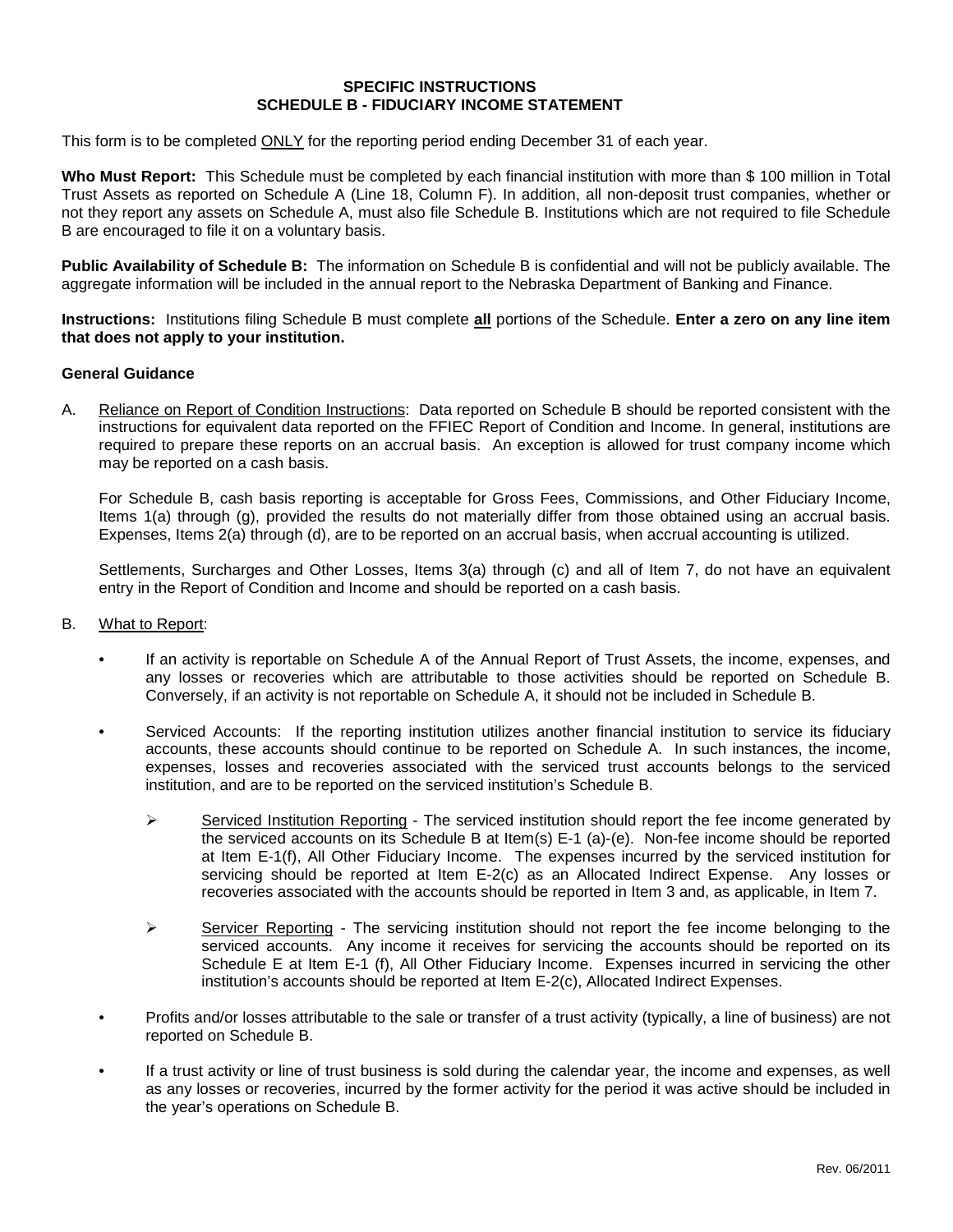# SPECIFIC INSTRUCTIONS
## SCHEDULE B - FIDUCIARY INCOME STATEMENT

This form is to be completed ONLY for the reporting period ending December 31 of each year.

**Who Must Report:** This Schedule must be completed by each financial institution with more than $ 100 million in Total Trust Assets as reported on Schedule A (Line 18, Column F). In addition, all non-deposit trust companies, whether or not they report any assets on Schedule A, must also file Schedule B. Institutions which are not required to file Schedule B are encouraged to file it on a voluntary basis.

**Public Availability of Schedule B:** The information on Schedule B is confidential and will not be publicly available. The aggregate information will be included in the annual report to the Nebraska Department of Banking and Finance.

**Instructions:** Institutions filing Schedule B must complete **all** portions of the Schedule. **Enter a zero on any line item that does not apply to your institution.**

**General Guidance**

A. Reliance on Report of Condition Instructions: Data reported on Schedule B should be reported consistent with the instructions for equivalent data reported on the FFIEC Report of Condition and Income. In general, institutions are required to prepare these reports on an accrual basis. An exception is allowed for trust company income which may be reported on a cash basis.

   For Schedule B, cash basis reporting is acceptable for Gross Fees, Commissions, and Other Fiduciary Income, Items 1(a) through (g), provided the results do not materially differ from those obtained using an accrual basis. Expenses, Items 2(a) through (d), are to be reported on an accrual basis, when accrual accounting is utilized.

   Settlements, Surcharges and Other Losses, Items 3(a) through (c) and all of Item 7, do not have an equivalent entry in the Report of Condition and Income and should be reported on a cash basis.

B. What to Report:

- If an activity is reportable on Schedule A of the Annual Report of Trust Assets, the income, expenses, and any losses or recoveries which are attributable to those activities should be reported on Schedule B. Conversely, if an activity is not reportable on Schedule A, it should not be included in Schedule B.

- Serviced Accounts: If the reporting institution utilizes another financial institution to service its fiduciary accounts, these accounts should continue to be reported on Schedule A. In such instances, the income, expenses, losses and recoveries associated with the serviced trust accounts belongs to the serviced institution, and are to be reported on the serviced institution's Schedule B.

  - Serviced Institution Reporting - The serviced institution should report the fee income generated by the serviced accounts on its Schedule B at Item(s) E-1 (a)-(e). Non-fee income should be reported at Item E-1(f), All Other Fiduciary Income. The expenses incurred by the serviced institution for servicing should be reported at Item E-2(c) as an Allocated Indirect Expense. Any losses or recoveries associated with the accounts should be reported in Item 3 and, as applicable, in Item 7.

  - Servicer Reporting - The servicing institution should not report the fee income belonging to the serviced accounts. Any income it receives for servicing the accounts should be reported on its Schedule E at Item E-1 (f), All Other Fiduciary Income. Expenses incurred in servicing the other institution's accounts should be reported at Item E-2(c), Allocated Indirect Expenses.

- Profits and/or losses attributable to the sale or transfer of a trust activity (typically, a line of business) are not reported on Schedule B.

- If a trust activity or line of trust business is sold during the calendar year, the income and expenses, as well as any losses or recoveries, incurred by the former activity for the period it was active should be included in the year's operations on Schedule B.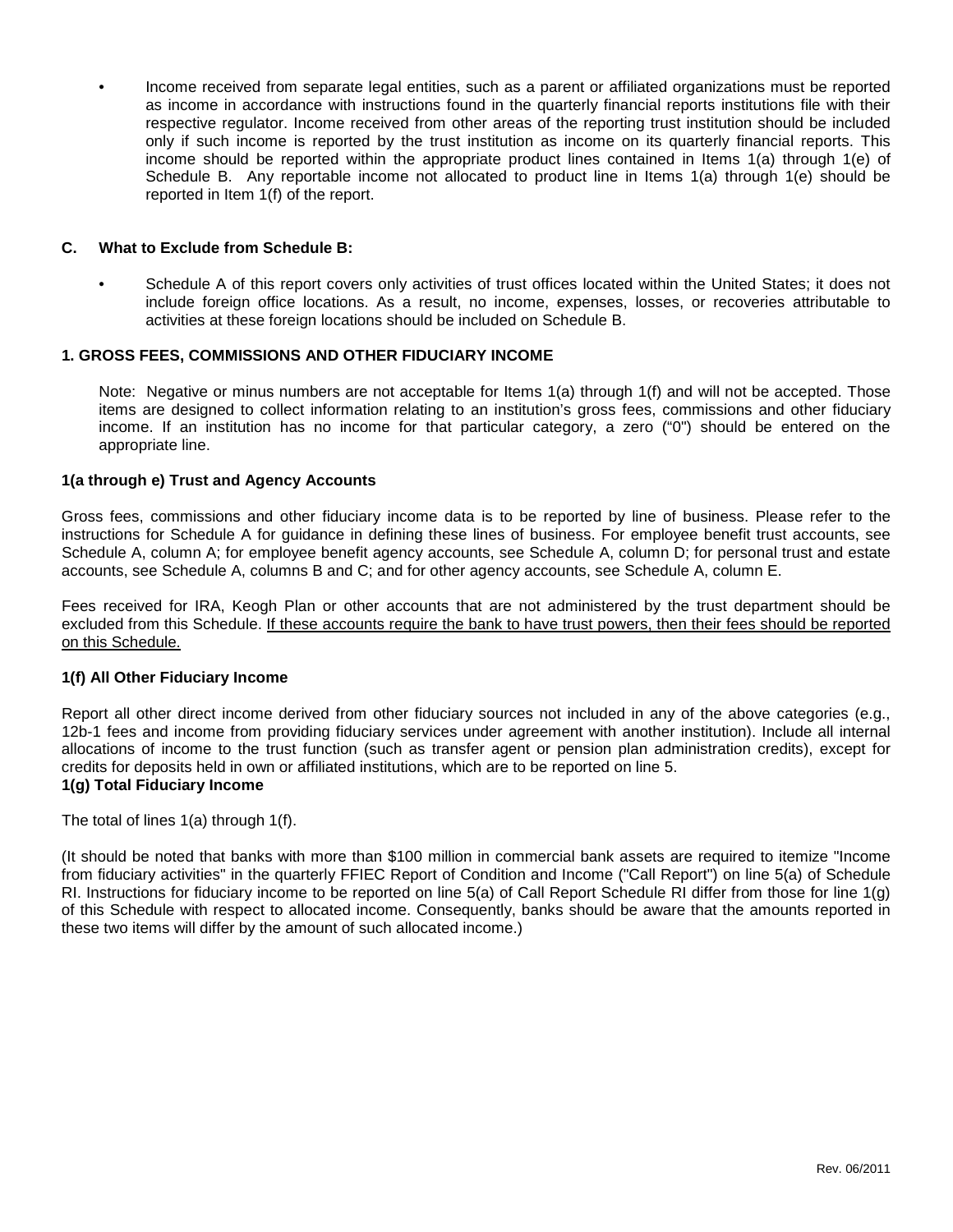- Income received from separate legal entities, such as a parent or affiliated organizations must be reported as income in accordance with instructions found in the quarterly financial reports institutions file with their respective regulator. Income received from other areas of the reporting trust institution should be included only if such income is reported by the trust institution as income on its quarterly financial reports. This income should be reported within the appropriate product lines contained in Items 1(a) through 1(e) of Schedule B. Any reportable income not allocated to product line in Items 1(a) through 1(e) should be reported in Item 1(f) of the report.

### C. What to Exclude from Schedule B:

- Schedule A of this report covers only activities of trust offices located within the United States; it does not include foreign office locations. As a result, no income, expenses, losses, or recoveries attributable to activities at these foreign locations should be included on Schedule B.

### 1. GROSS FEES, COMMISSIONS AND OTHER FIDUCIARY INCOME

Note: Negative or minus numbers are not acceptable for Items 1(a) through 1(f) and will not be accepted. Those items are designed to collect information relating to an institution's gross fees, commissions and other fiduciary income. If an institution has no income for that particular category, a zero ("0") should be entered on the appropriate line.

#### 1(a through e) Trust and Agency Accounts

Gross fees, commissions and other fiduciary income data is to be reported by line of business. Please refer to the instructions for Schedule A for guidance in defining these lines of business. For employee benefit trust accounts, see Schedule A, column A; for employee benefit agency accounts, see Schedule A, column D; for personal trust and estate accounts, see Schedule A, columns B and C; and for other agency accounts, see Schedule A, column E.

Fees received for IRA, Keogh Plan or other accounts that are not administered by the trust department should be excluded from this Schedule. <u>If these accounts require the bank to have trust powers, then their fees should be reported on this Schedule.</u>

#### 1(f) All Other Fiduciary Income

Report all other direct income derived from other fiduciary sources not included in any of the above categories (e.g., 12b-1 fees and income from providing fiduciary services under agreement with another institution). Include all internal allocations of income to the trust function (such as transfer agent or pension plan administration credits), except for credits for deposits held in own or affiliated institutions, which are to be reported on line 5.

#### 1(g) Total Fiduciary Income

The total of lines 1(a) through 1(f).

(It should be noted that banks with more than $100 million in commercial bank assets are required to itemize "Income from fiduciary activities" in the quarterly FFIEC Report of Condition and Income ("Call Report") on line 5(a) of Schedule RI. Instructions for fiduciary income to be reported on line 5(a) of Call Report Schedule RI differ from those for line 1(g) of this Schedule with respect to allocated income. Consequently, banks should be aware that the amounts reported in these two items will differ by the amount of such allocated income.)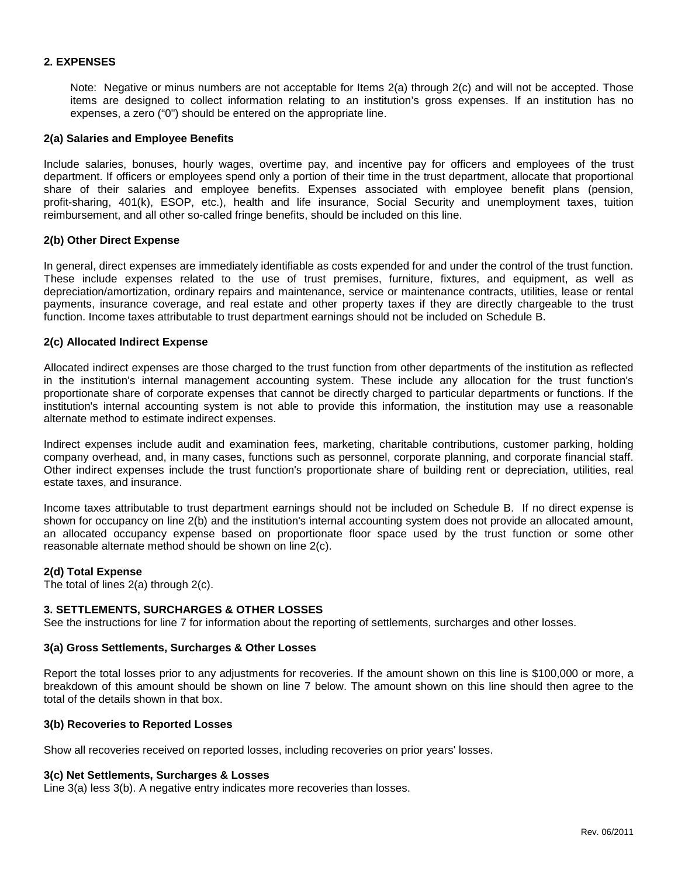## 2. EXPENSES

> Note: Negative or minus numbers are not acceptable for Items 2(a) through 2(c) and will not be accepted. Those items are designed to collect information relating to an institution's gross expenses. If an institution has no expenses, a zero ("0") should be entered on the appropriate line.

### 2(a) Salaries and Employee Benefits

Include salaries, bonuses, hourly wages, overtime pay, and incentive pay for officers and employees of the trust department. If officers or employees spend only a portion of their time in the trust department, allocate that proportional share of their salaries and employee benefits. Expenses associated with employee benefit plans (pension, profit-sharing, 401(k), ESOP, etc.), health and life insurance, Social Security and unemployment taxes, tuition reimbursement, and all other so-called fringe benefits, should be included on this line.

### 2(b) Other Direct Expense

In general, direct expenses are immediately identifiable as costs expended for and under the control of the trust function. These include expenses related to the use of trust premises, furniture, fixtures, and equipment, as well as depreciation/amortization, ordinary repairs and maintenance, service or maintenance contracts, utilities, lease or rental payments, insurance coverage, and real estate and other property taxes if they are directly chargeable to the trust function. Income taxes attributable to trust department earnings should not be included on Schedule B.

### 2(c) Allocated Indirect Expense

Allocated indirect expenses are those charged to the trust function from other departments of the institution as reflected in the institution's internal management accounting system. These include any allocation for the trust function's proportionate share of corporate expenses that cannot be directly charged to particular departments or functions. If the institution's internal accounting system is not able to provide this information, the institution may use a reasonable alternate method to estimate indirect expenses.

Indirect expenses include audit and examination fees, marketing, charitable contributions, customer parking, holding company overhead, and, in many cases, functions such as personnel, corporate planning, and corporate financial staff. Other indirect expenses include the trust function's proportionate share of building rent or depreciation, utilities, real estate taxes, and insurance.

Income taxes attributable to trust department earnings should not be included on Schedule B. If no direct expense is shown for occupancy on line 2(b) and the institution's internal accounting system does not provide an allocated amount, an allocated occupancy expense based on proportionate floor space used by the trust function or some other reasonable alternate method should be shown on line 2(c).

### 2(d) Total Expense

The total of lines 2(a) through 2(c).

## 3. SETTLEMENTS, SURCHARGES & OTHER LOSSES

See the instructions for line 7 for information about the reporting of settlements, surcharges and other losses.

### 3(a) Gross Settlements, Surcharges & Other Losses

Report the total losses prior to any adjustments for recoveries. If the amount shown on this line is $100,000 or more, a breakdown of this amount should be shown on line 7 below. The amount shown on this line should then agree to the total of the details shown in that box.

### 3(b) Recoveries to Reported Losses

Show all recoveries received on reported losses, including recoveries on prior years' losses.

### 3(c) Net Settlements, Surcharges & Losses

Line 3(a) less 3(b). A negative entry indicates more recoveries than losses.

Rev. 06/2011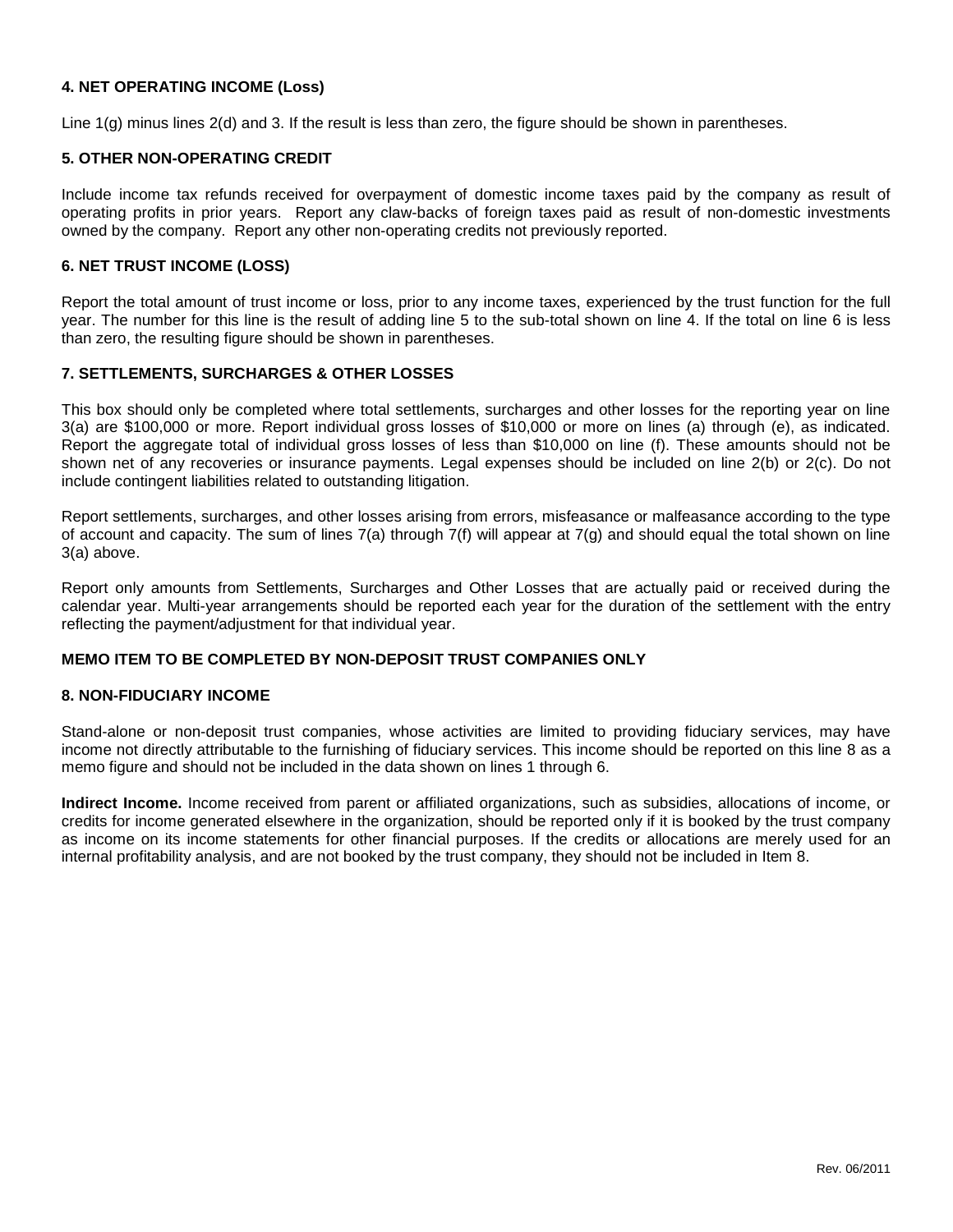**4. NET OPERATING INCOME (Loss)**

Line 1(g) minus lines 2(d) and 3. If the result is less than zero, the figure should be shown in parentheses.

**5. OTHER NON-OPERATING CREDIT**

Include income tax refunds received for overpayment of domestic income taxes paid by the company as result of operating profits in prior years. Report any claw-backs of foreign taxes paid as result of non-domestic investments owned by the company. Report any other non-operating credits not previously reported.

**6. NET TRUST INCOME (LOSS)**

Report the total amount of trust income or loss, prior to any income taxes, experienced by the trust function for the full year. The number for this line is the result of adding line 5 to the sub-total shown on line 4. If the total on line 6 is less than zero, the resulting figure should be shown in parentheses.

**7. SETTLEMENTS, SURCHARGES & OTHER LOSSES**

This box should only be completed where total settlements, surcharges and other losses for the reporting year on line 3(a) are $100,000 or more. Report individual gross losses of $10,000 or more on lines (a) through (e), as indicated. Report the aggregate total of individual gross losses of less than $10,000 on line (f). These amounts should not be shown net of any recoveries or insurance payments. Legal expenses should be included on line 2(b) or 2(c). Do not include contingent liabilities related to outstanding litigation.

Report settlements, surcharges, and other losses arising from errors, misfeasance or malfeasance according to the type of account and capacity. The sum of lines 7(a) through 7(f) will appear at 7(g) and should equal the total shown on line 3(a) above.

Report only amounts from Settlements, Surcharges and Other Losses that are actually paid or received during the calendar year. Multi-year arrangements should be reported each year for the duration of the settlement with the entry reflecting the payment/adjustment for that individual year.

**MEMO ITEM TO BE COMPLETED BY NON-DEPOSIT TRUST COMPANIES ONLY**

**8. NON-FIDUCIARY INCOME**

Stand-alone or non-deposit trust companies, whose activities are limited to providing fiduciary services, may have income not directly attributable to the furnishing of fiduciary services. This income should be reported on this line 8 as a memo figure and should not be included in the data shown on lines 1 through 6.

**Indirect Income.** Income received from parent or affiliated organizations, such as subsidies, allocations of income, or credits for income generated elsewhere in the organization, should be reported only if it is booked by the trust company as income on its income statements for other financial purposes. If the credits or allocations are merely used for an internal profitability analysis, and are not booked by the trust company, they should not be included in Item 8.

Rev. 06/2011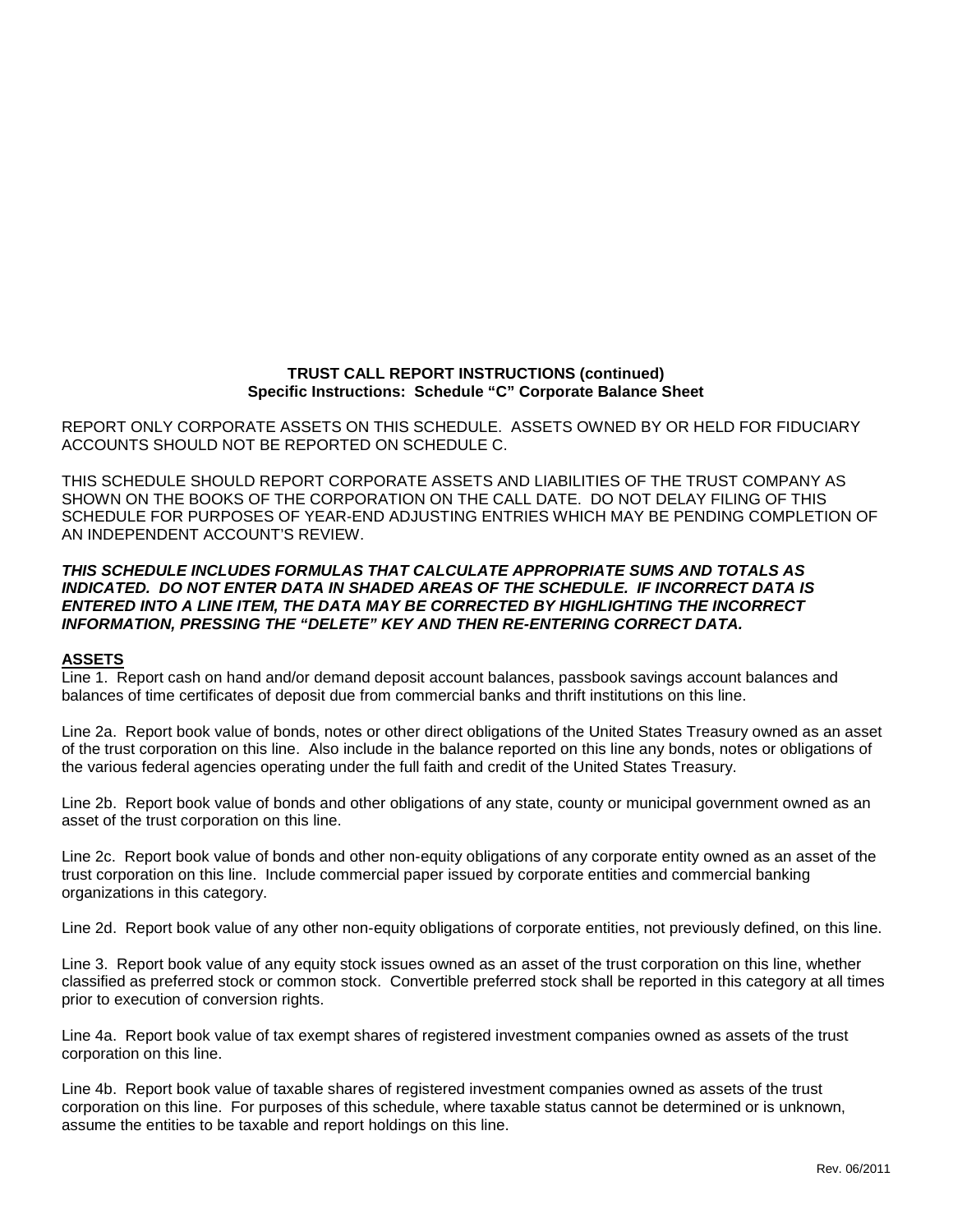**TRUST CALL REPORT INSTRUCTIONS (continued)**
**Specific Instructions: Schedule "C" Corporate Balance Sheet**

REPORT ONLY CORPORATE ASSETS ON THIS SCHEDULE. ASSETS OWNED BY OR HELD FOR FIDUCIARY ACCOUNTS SHOULD NOT BE REPORTED ON SCHEDULE C.

THIS SCHEDULE SHOULD REPORT CORPORATE ASSETS AND LIABILITIES OF THE TRUST COMPANY AS SHOWN ON THE BOOKS OF THE CORPORATION ON THE CALL DATE. DO NOT DELAY FILING OF THIS SCHEDULE FOR PURPOSES OF YEAR-END ADJUSTING ENTRIES WHICH MAY BE PENDING COMPLETION OF AN INDEPENDENT ACCOUNT'S REVIEW.

***THIS SCHEDULE INCLUDES FORMULAS THAT CALCULATE APPROPRIATE SUMS AND TOTALS AS INDICATED. DO NOT ENTER DATA IN SHADED AREAS OF THE SCHEDULE. IF INCORRECT DATA IS ENTERED INTO A LINE ITEM, THE DATA MAY BE CORRECTED BY HIGHLIGHTING THE INCORRECT INFORMATION, PRESSING THE "DELETE" KEY AND THEN RE-ENTERING CORRECT DATA.***

**ASSETS**

Line 1. Report cash on hand and/or demand deposit account balances, passbook savings account balances and balances of time certificates of deposit due from commercial banks and thrift institutions on this line.

Line 2a. Report book value of bonds, notes or other direct obligations of the United States Treasury owned as an asset of the trust corporation on this line. Also include in the balance reported on this line any bonds, notes or obligations of the various federal agencies operating under the full faith and credit of the United States Treasury.

Line 2b. Report book value of bonds and other obligations of any state, county or municipal government owned as an asset of the trust corporation on this line.

Line 2c. Report book value of bonds and other non-equity obligations of any corporate entity owned as an asset of the trust corporation on this line. Include commercial paper issued by corporate entities and commercial banking organizations in this category.

Line 2d. Report book value of any other non-equity obligations of corporate entities, not previously defined, on this line.

Line 3. Report book value of any equity stock issues owned as an asset of the trust corporation on this line, whether classified as preferred stock or common stock. Convertible preferred stock shall be reported in this category at all times prior to execution of conversion rights.

Line 4a. Report book value of tax exempt shares of registered investment companies owned as assets of the trust corporation on this line.

Line 4b. Report book value of taxable shares of registered investment companies owned as assets of the trust corporation on this line. For purposes of this schedule, where taxable status cannot be determined or is unknown, assume the entities to be taxable and report holdings on this line.

Rev. 06/2011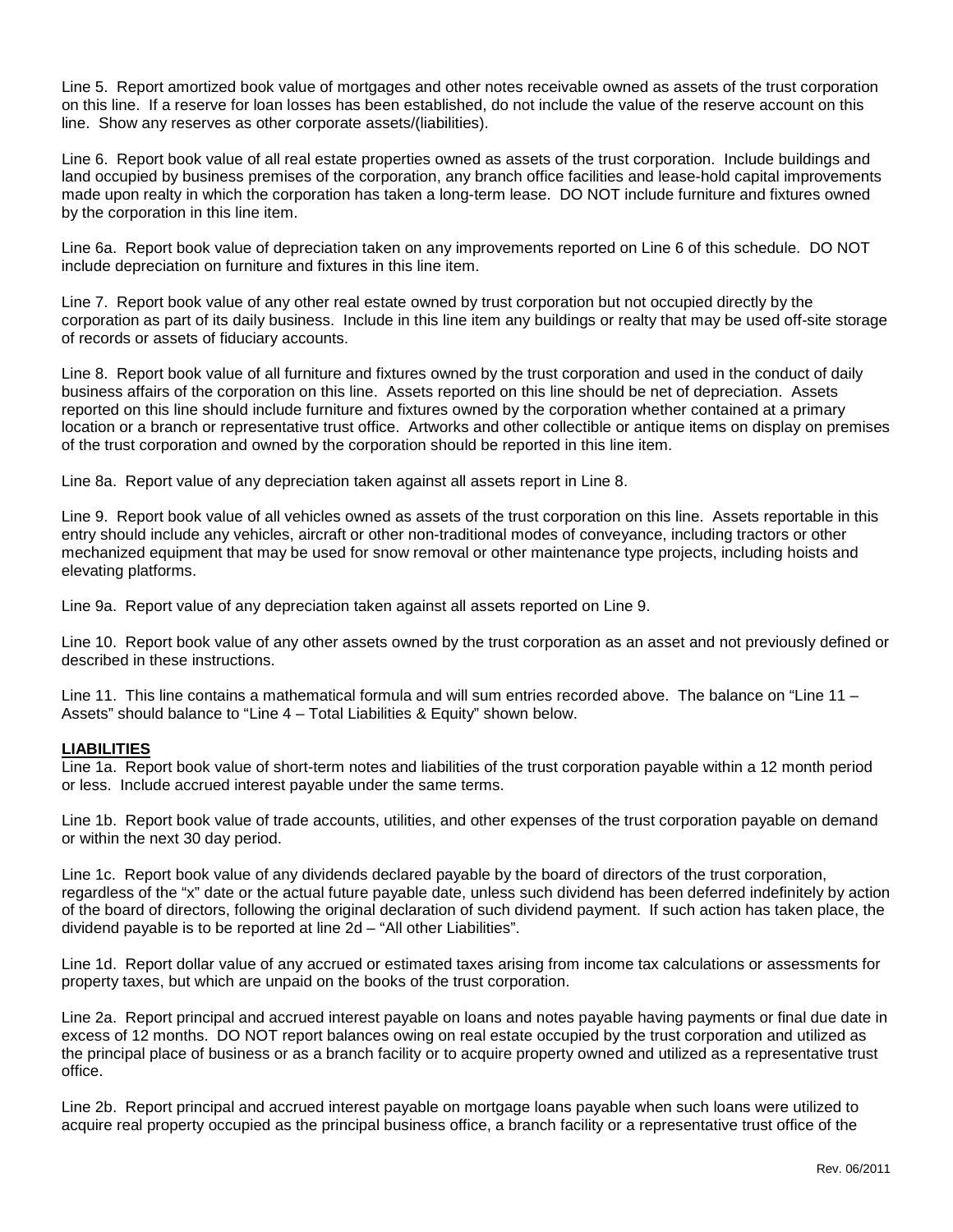Line 5. Report amortized book value of mortgages and other notes receivable owned as assets of the trust corporation on this line. If a reserve for loan losses has been established, do not include the value of the reserve account on this line. Show any reserves as other corporate assets/(liabilities).

Line 6. Report book value of all real estate properties owned as assets of the trust corporation. Include buildings and land occupied by business premises of the corporation, any branch office facilities and lease-hold capital improvements made upon realty in which the corporation has taken a long-term lease. DO NOT include furniture and fixtures owned by the corporation in this line item.

Line 6a. Report book value of depreciation taken on any improvements reported on Line 6 of this schedule. DO NOT include depreciation on furniture and fixtures in this line item.

Line 7. Report book value of any other real estate owned by trust corporation but not occupied directly by the corporation as part of its daily business. Include in this line item any buildings or realty that may be used off-site storage of records or assets of fiduciary accounts.

Line 8. Report book value of all furniture and fixtures owned by the trust corporation and used in the conduct of daily business affairs of the corporation on this line. Assets reported on this line should be net of depreciation. Assets reported on this line should include furniture and fixtures owned by the corporation whether contained at a primary location or a branch or representative trust office. Artworks and other collectible or antique items on display on premises of the trust corporation and owned by the corporation should be reported in this line item.

Line 8a. Report value of any depreciation taken against all assets report in Line 8.

Line 9. Report book value of all vehicles owned as assets of the trust corporation on this line. Assets reportable in this entry should include any vehicles, aircraft or other non-traditional modes of conveyance, including tractors or other mechanized equipment that may be used for snow removal or other maintenance type projects, including hoists and elevating platforms.

Line 9a. Report value of any depreciation taken against all assets reported on Line 9.

Line 10. Report book value of any other assets owned by the trust corporation as an asset and not previously defined or described in these instructions.

Line 11. This line contains a mathematical formula and will sum entries recorded above. The balance on "Line 11 – Assets" should balance to "Line 4 – Total Liabilities & Equity" shown below.

**LIABILITIES**

Line 1a. Report book value of short-term notes and liabilities of the trust corporation payable within a 12 month period or less. Include accrued interest payable under the same terms.

Line 1b. Report book value of trade accounts, utilities, and other expenses of the trust corporation payable on demand or within the next 30 day period.

Line 1c. Report book value of any dividends declared payable by the board of directors of the trust corporation, regardless of the "x" date or the actual future payable date, unless such dividend has been deferred indefinitely by action of the board of directors, following the original declaration of such dividend payment. If such action has taken place, the dividend payable is to be reported at line 2d – "All other Liabilities".

Line 1d. Report dollar value of any accrued or estimated taxes arising from income tax calculations or assessments for property taxes, but which are unpaid on the books of the trust corporation.

Line 2a. Report principal and accrued interest payable on loans and notes payable having payments or final due date in excess of 12 months. DO NOT report balances owing on real estate occupied by the trust corporation and utilized as the principal place of business or as a branch facility or to acquire property owned and utilized as a representative trust office.

Line 2b. Report principal and accrued interest payable on mortgage loans payable when such loans were utilized to acquire real property occupied as the principal business office, a branch facility or a representative trust office of the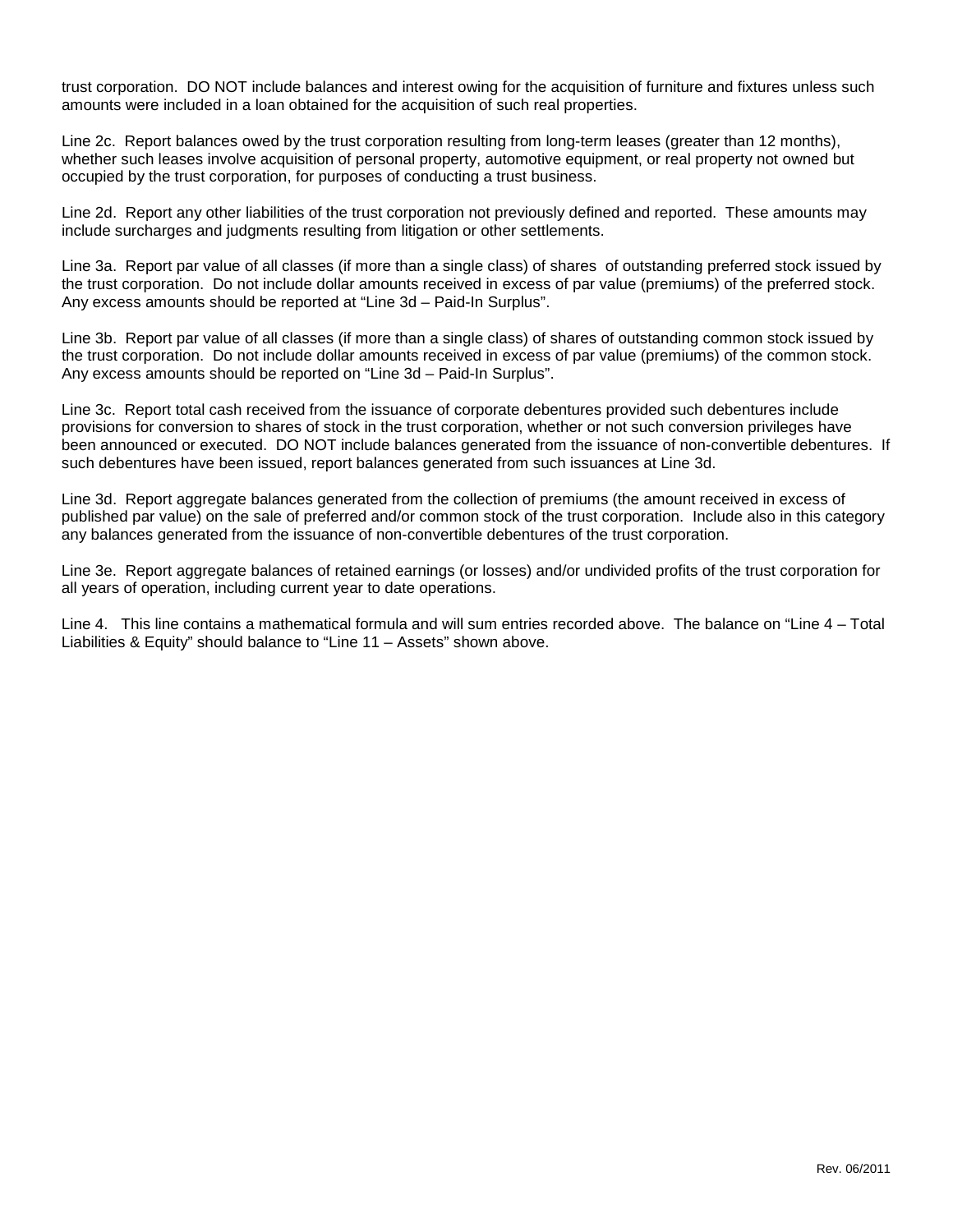trust corporation. DO NOT include balances and interest owing for the acquisition of furniture and fixtures unless such amounts were included in a loan obtained for the acquisition of such real properties.

Line 2c. Report balances owed by the trust corporation resulting from long-term leases (greater than 12 months), whether such leases involve acquisition of personal property, automotive equipment, or real property not owned but occupied by the trust corporation, for purposes of conducting a trust business.

Line 2d. Report any other liabilities of the trust corporation not previously defined and reported. These amounts may include surcharges and judgments resulting from litigation or other settlements.

Line 3a. Report par value of all classes (if more than a single class) of shares of outstanding preferred stock issued by the trust corporation. Do not include dollar amounts received in excess of par value (premiums) of the preferred stock. Any excess amounts should be reported at "Line 3d – Paid-In Surplus".

Line 3b. Report par value of all classes (if more than a single class) of shares of outstanding common stock issued by the trust corporation. Do not include dollar amounts received in excess of par value (premiums) of the common stock. Any excess amounts should be reported on "Line 3d – Paid-In Surplus".

Line 3c. Report total cash received from the issuance of corporate debentures provided such debentures include provisions for conversion to shares of stock in the trust corporation, whether or not such conversion privileges have been announced or executed. DO NOT include balances generated from the issuance of non-convertible debentures. If such debentures have been issued, report balances generated from such issuances at Line 3d.

Line 3d. Report aggregate balances generated from the collection of premiums (the amount received in excess of published par value) on the sale of preferred and/or common stock of the trust corporation. Include also in this category any balances generated from the issuance of non-convertible debentures of the trust corporation.

Line 3e. Report aggregate balances of retained earnings (or losses) and/or undivided profits of the trust corporation for all years of operation, including current year to date operations.

Line 4. This line contains a mathematical formula and will sum entries recorded above. The balance on "Line 4 – Total Liabilities & Equity" should balance to "Line 11 – Assets" shown above.

Rev. 06/2011